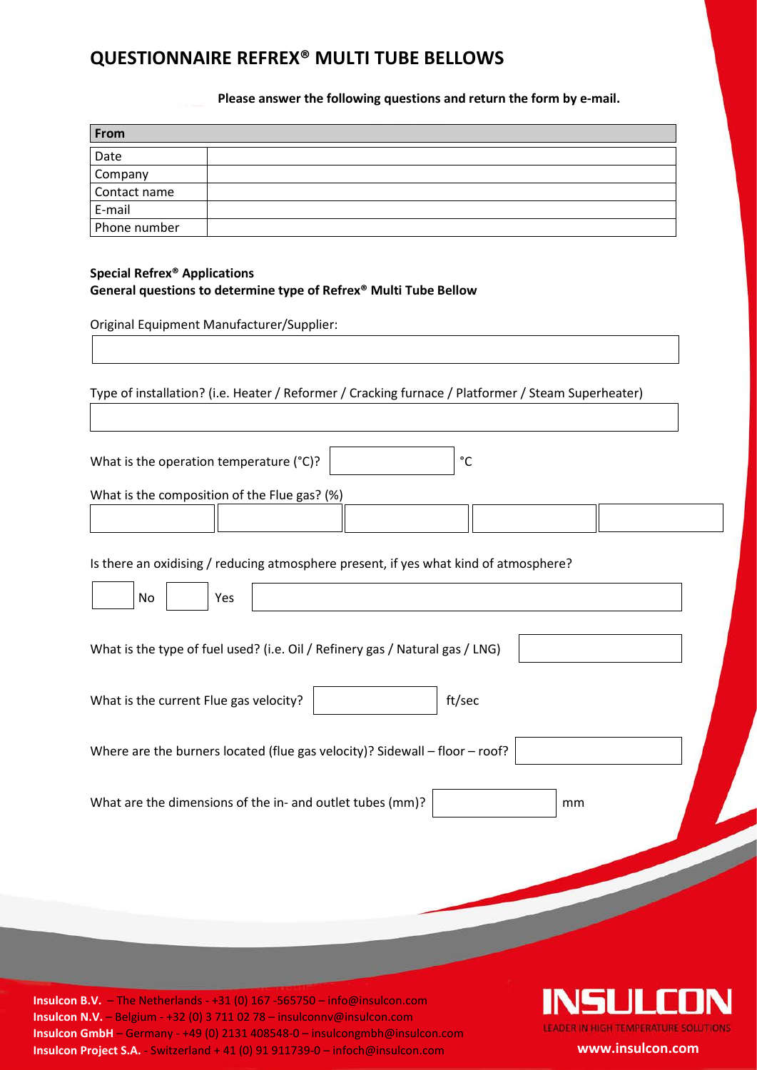# QUESTIONNAIRE REFREX® MULTI TUBE BELLOWS

**Please answer the following questions and return the form by e-mail.**

| From | |
|---|---|
| Date | |
| Company | |
| Contact name | |
| E-mail | |
| Phone number | |

**Special Refrex® Applications**
**General questions to determine type of Refrex® Multi Tube Bellow**

Original Equipment Manufacturer/Supplier:

Type of installation? (i.e. Heater / Reformer / Cracking furnace / Platformer / Steam Superheater)

What is the operation temperature (°C)? °C

What is the composition of the Flue gas? (%)

| | | | | |
|---|---|---|---|---|
| | | | | |

Is there an oxidising / reducing atmosphere present, if yes what kind of atmosphere?

No Yes

What is the type of fuel used? (i.e. Oil / Refinery gas / Natural gas / LNG)

What is the current Flue gas velocity? ft/sec

Where are the burners located (flue gas velocity)? Sidewall – floor – roof?

What are the dimensions of the in- and outlet tubes (mm)? mm

**Insulcon B.V.** – The Netherlands - +31 (0) 167 -565750 – info@insulcon.com
**Insulcon N.V.** – Belgium - +32 (0) 3 711 02 78 – insulconnv@insulcon.com
**Insulcon GmbH** – Germany - +49 (0) 2131 408548-0 – insulcongmbh@insulcon.com
**Insulcon Project S.A.** - Switzerland + 41 (0) 91 911739-0 – infoch@insulcon.com

INSULCON
LEADER IN HIGH TEMPERATURE SOLUTIONS
www.insulcon.com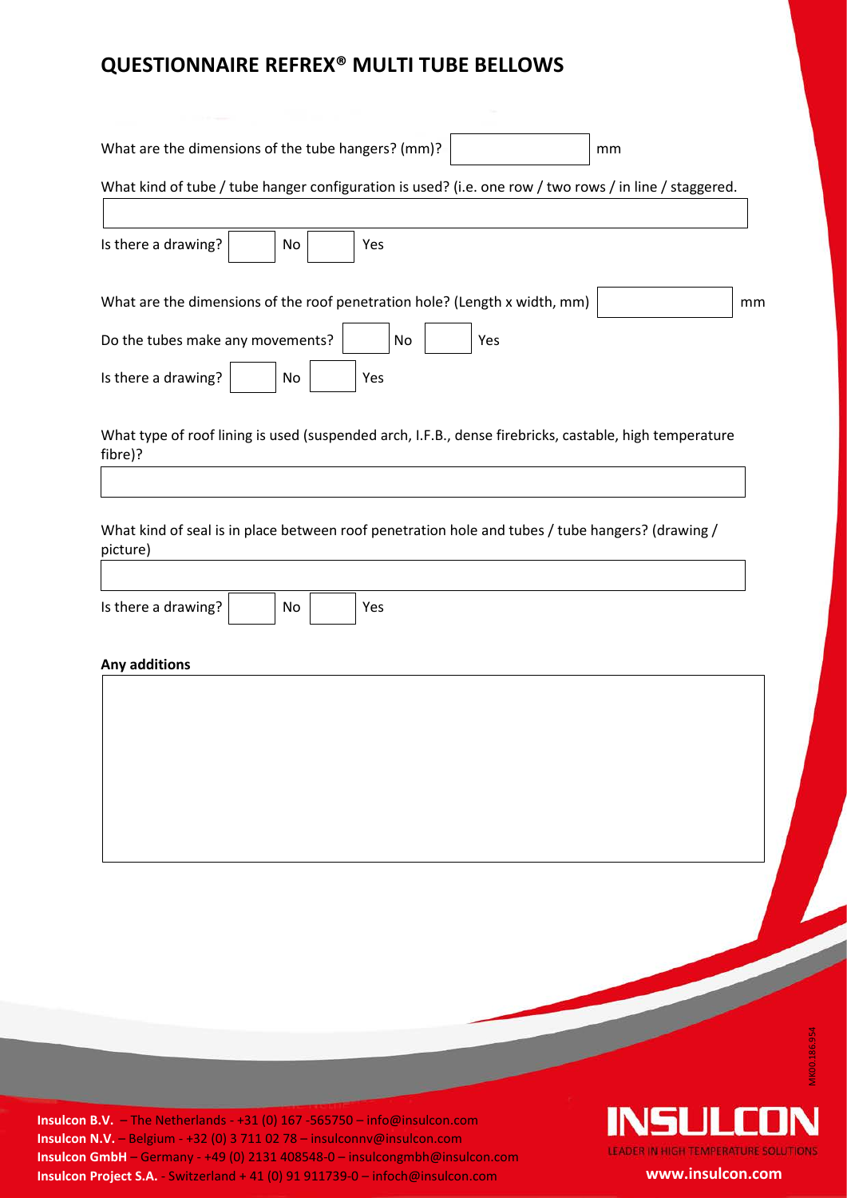# QUESTIONNAIRE REFREX® MULTI TUBE BELLOWS

What are the dimensions of the tube hangers? (mm)? ____________ mm

What kind of tube / tube hanger configuration is used? (i.e. one row / two rows / in line / staggered.

____________________

Is there a drawing? ☐ No ☐ Yes

What are the dimensions of the roof penetration hole? (Length x width, mm) ____________ mm

Do the tubes make any movements? ☐ No ☐ Yes

Is there a drawing? ☐ No ☐ Yes

What type of roof lining is used (suspended arch, I.F.B., dense firebricks, castable, high temperature fibre)?

____________________

What kind of seal is in place between roof penetration hole and tubes / tube hangers? (drawing / picture)

____________________

Is there a drawing? ☐ No ☐ Yes

**Any additions**

____________________

**Insulcon B.V.** – The Netherlands - +31 (0) 167 -565750 – info@insulcon.com
**Insulcon N.V.** – Belgium - +32 (0) 3 711 02 78 – insulconnv@insulcon.com
**Insulcon GmbH** – Germany - +49 (0) 2131 408548-0 – insulcongmbh@insulcon.com
**Insulcon Project S.A.** - Switzerland + 41 (0) 91 911739-0 – infoch@insulcon.com

INSULCON
LEADER IN HIGH TEMPERATURE SOLUTIONS
www.insulcon.com

MK00186954